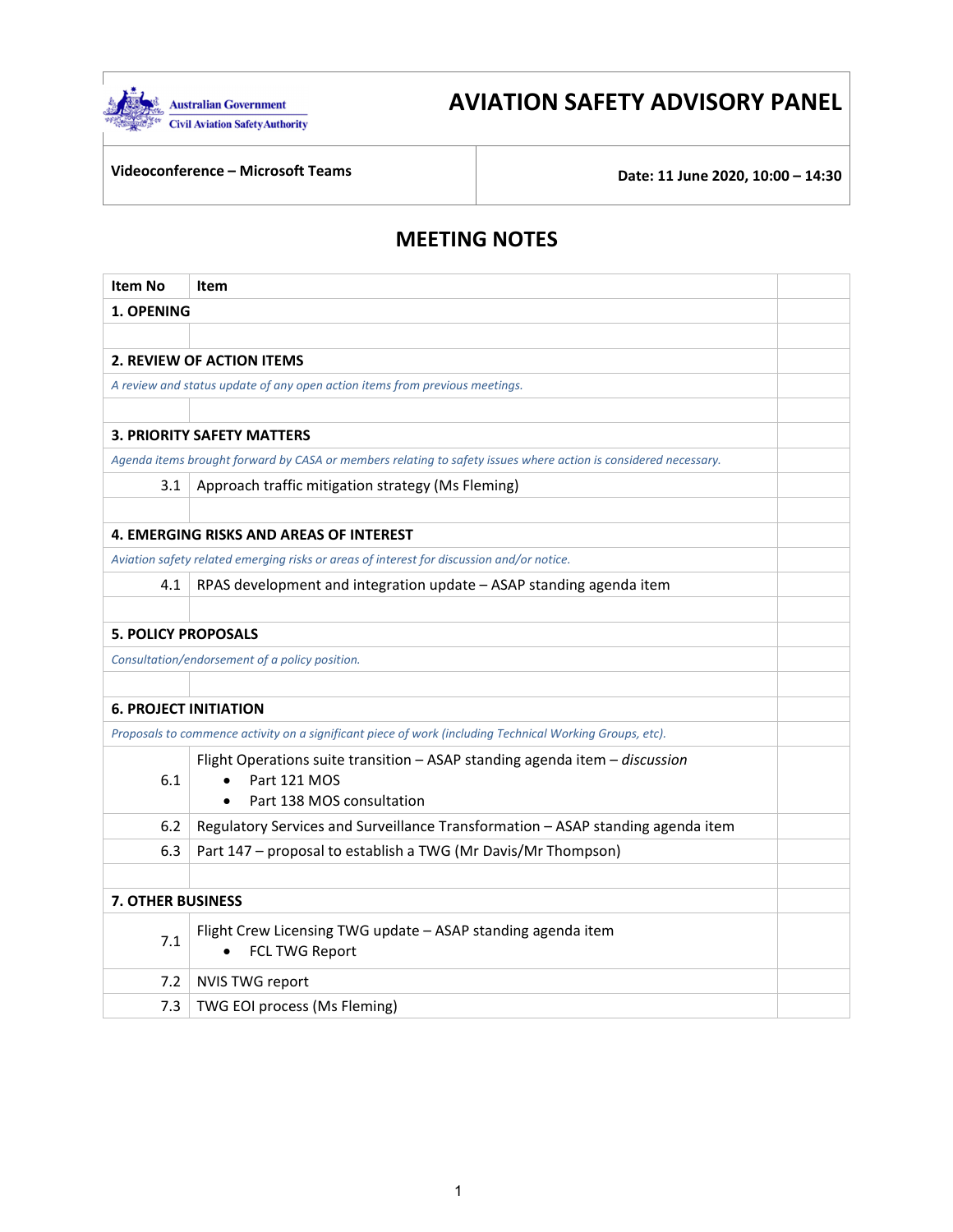Australian Government
Civil Aviation Safety Authority

# AVIATION SAFETY ADVISORY PANEL

| Videoconference – Microsoft Teams | Date: 11 June 2020, 10:00 – 14:30 |
|---|---|

## MEETING NOTES

| Item No | Item | |
|---|---|---|
| **1. OPENING** | | |
| | | |
| **2. REVIEW OF ACTION ITEMS** | | |
| *A review and status update of any open action items from previous meetings.* | | |
| | | |
| **3. PRIORITY SAFETY MATTERS** | | |
| *Agenda items brought forward by CASA or members relating to safety issues where action is considered necessary.* | | |
| 3.1 | Approach traffic mitigation strategy (Ms Fleming) | |
| | | |
| **4. EMERGING RISKS AND AREAS OF INTEREST** | | |
| *Aviation safety related emerging risks or areas of interest for discussion and/or notice.* | | |
| 4.1 | RPAS development and integration update – ASAP standing agenda item | |
| | | |
| **5. POLICY PROPOSALS** | | |
| *Consultation/endorsement of a policy position.* | | |
| | | |
| **6. PROJECT INITIATION** | | |
| *Proposals to commence activity on a significant piece of work (including Technical Working Groups, etc).* | | |
| 6.1 | Flight Operations suite transition – ASAP standing agenda item – *discussion*<br>• Part 121 MOS<br>• Part 138 MOS consultation | |
| 6.2 | Regulatory Services and Surveillance Transformation – ASAP standing agenda item | |
| 6.3 | Part 147 – proposal to establish a TWG (Mr Davis/Mr Thompson) | |
| | | |
| **7. OTHER BUSINESS** | | |
| 7.1 | Flight Crew Licensing TWG update – ASAP standing agenda item<br>• FCL TWG Report | |
| 7.2 | NVIS TWG report | |
| 7.3 | TWG EOI process (Ms Fleming) | |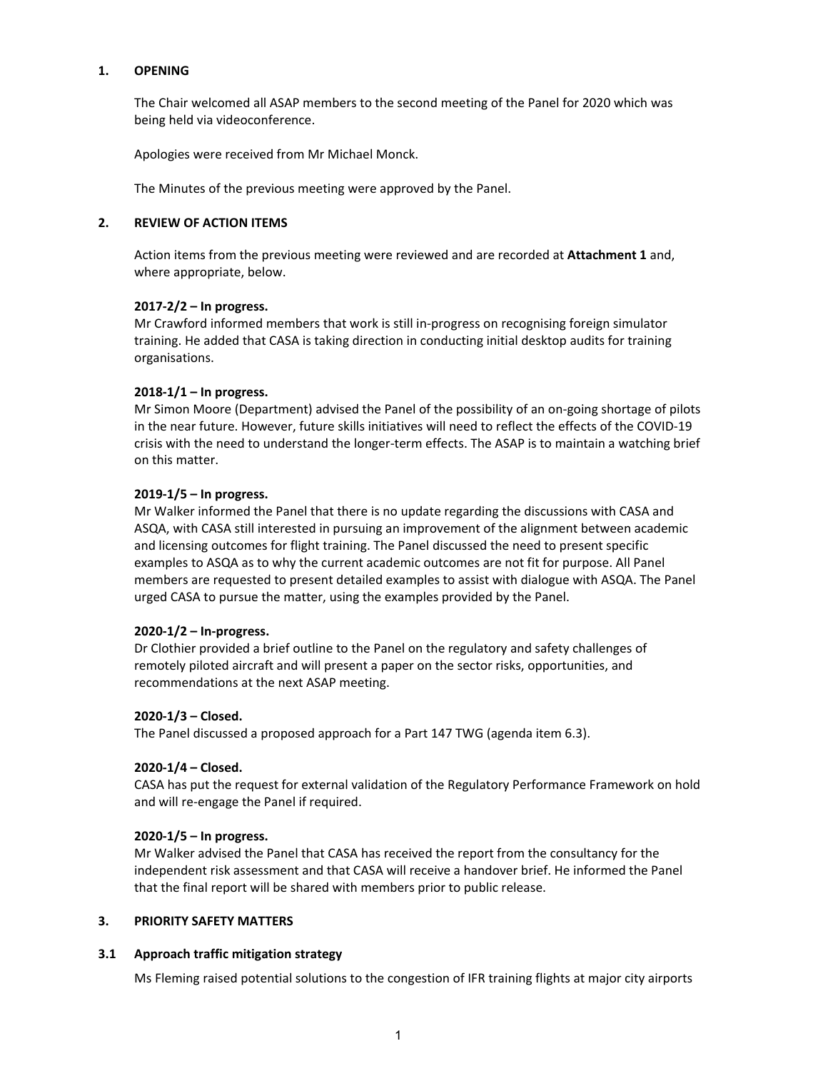## 1. OPENING

The Chair welcomed all ASAP members to the second meeting of the Panel for 2020 which was being held via videoconference.

Apologies were received from Mr Michael Monck.

The Minutes of the previous meeting were approved by the Panel.

## 2. REVIEW OF ACTION ITEMS

Action items from the previous meeting were reviewed and are recorded at **Attachment 1** and, where appropriate, below.

**2017-2/2 – In progress.**
Mr Crawford informed members that work is still in-progress on recognising foreign simulator training. He added that CASA is taking direction in conducting initial desktop audits for training organisations.

**2018-1/1 – In progress.**
Mr Simon Moore (Department) advised the Panel of the possibility of an on-going shortage of pilots in the near future. However, future skills initiatives will need to reflect the effects of the COVID-19 crisis with the need to understand the longer-term effects. The ASAP is to maintain a watching brief on this matter.

**2019-1/5 – In progress.**
Mr Walker informed the Panel that there is no update regarding the discussions with CASA and ASQA, with CASA still interested in pursuing an improvement of the alignment between academic and licensing outcomes for flight training. The Panel discussed the need to present specific examples to ASQA as to why the current academic outcomes are not fit for purpose. All Panel members are requested to present detailed examples to assist with dialogue with ASQA. The Panel urged CASA to pursue the matter, using the examples provided by the Panel.

**2020-1/2 – In-progress.**
Dr Clothier provided a brief outline to the Panel on the regulatory and safety challenges of remotely piloted aircraft and will present a paper on the sector risks, opportunities, and recommendations at the next ASAP meeting.

**2020-1/3 – Closed.**
The Panel discussed a proposed approach for a Part 147 TWG (agenda item 6.3).

**2020-1/4 – Closed.**
CASA has put the request for external validation of the Regulatory Performance Framework on hold and will re-engage the Panel if required.

**2020-1/5 – In progress.**
Mr Walker advised the Panel that CASA has received the report from the consultancy for the independent risk assessment and that CASA will receive a handover brief. He informed the Panel that the final report will be shared with members prior to public release.

## 3. PRIORITY SAFETY MATTERS

### 3.1 Approach traffic mitigation strategy

Ms Fleming raised potential solutions to the congestion of IFR training flights at major city airports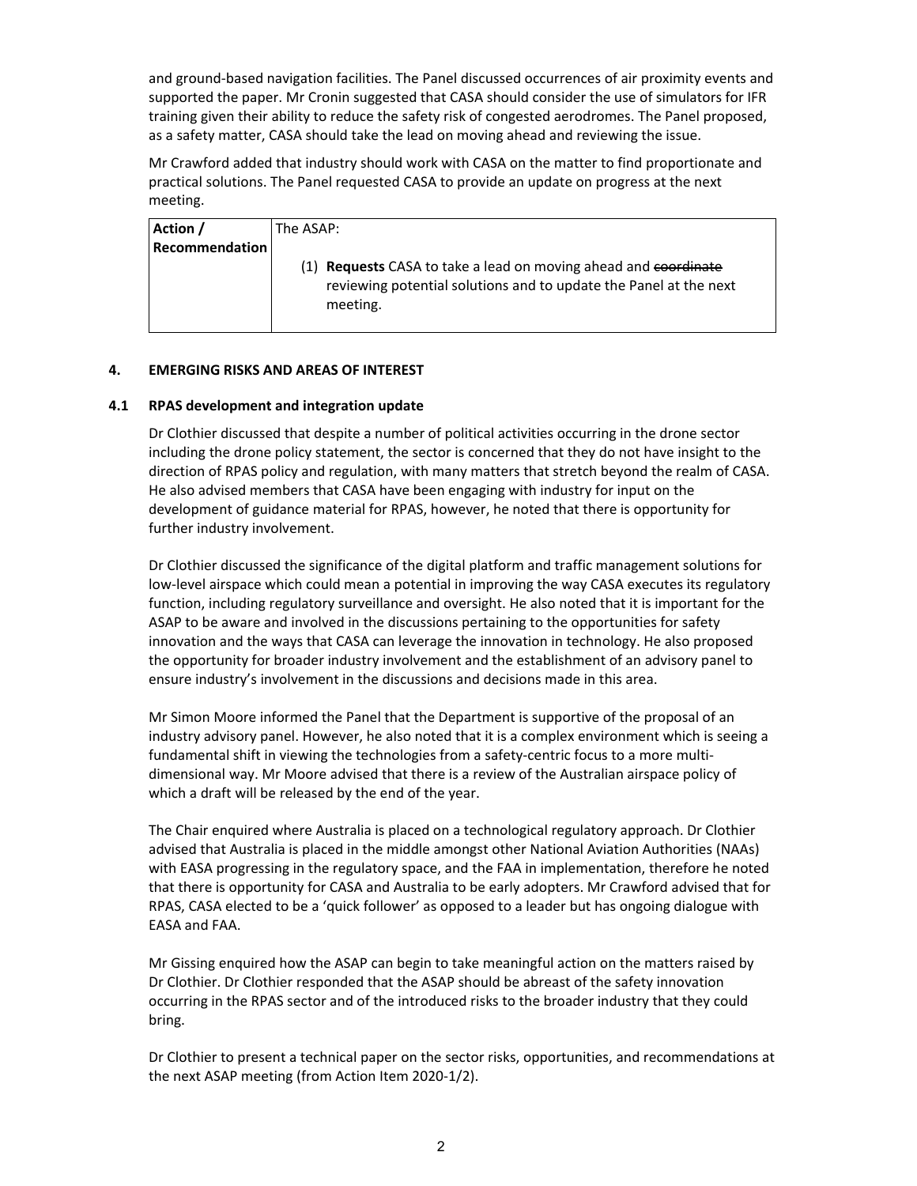and ground-based navigation facilities. The Panel discussed occurrences of air proximity events and supported the paper. Mr Cronin suggested that CASA should consider the use of simulators for IFR training given their ability to reduce the safety risk of congested aerodromes. The Panel proposed, as a safety matter, CASA should take the lead on moving ahead and reviewing the issue.

Mr Crawford added that industry should work with CASA on the matter to find proportionate and practical solutions. The Panel requested CASA to provide an update on progress at the next meeting.

| **Action / Recommendation** | The ASAP:<br><br>(1) **Requests** CASA to take a lead on moving ahead and ~~coordinate~~ reviewing potential solutions and to update the Panel at the next meeting. |
|---|---|

## 4. EMERGING RISKS AND AREAS OF INTEREST

### 4.1 RPAS development and integration update

Dr Clothier discussed that despite a number of political activities occurring in the drone sector including the drone policy statement, the sector is concerned that they do not have insight to the direction of RPAS policy and regulation, with many matters that stretch beyond the realm of CASA. He also advised members that CASA have been engaging with industry for input on the development of guidance material for RPAS, however, he noted that there is opportunity for further industry involvement.

Dr Clothier discussed the significance of the digital platform and traffic management solutions for low-level airspace which could mean a potential in improving the way CASA executes its regulatory function, including regulatory surveillance and oversight. He also noted that it is important for the ASAP to be aware and involved in the discussions pertaining to the opportunities for safety innovation and the ways that CASA can leverage the innovation in technology. He also proposed the opportunity for broader industry involvement and the establishment of an advisory panel to ensure industry's involvement in the discussions and decisions made in this area.

Mr Simon Moore informed the Panel that the Department is supportive of the proposal of an industry advisory panel. However, he also noted that it is a complex environment which is seeing a fundamental shift in viewing the technologies from a safety-centric focus to a more multi-dimensional way. Mr Moore advised that there is a review of the Australian airspace policy of which a draft will be released by the end of the year.

The Chair enquired where Australia is placed on a technological regulatory approach. Dr Clothier advised that Australia is placed in the middle amongst other National Aviation Authorities (NAAs) with EASA progressing in the regulatory space, and the FAA in implementation, therefore he noted that there is opportunity for CASA and Australia to be early adopters. Mr Crawford advised that for RPAS, CASA elected to be a 'quick follower' as opposed to a leader but has ongoing dialogue with EASA and FAA.

Mr Gissing enquired how the ASAP can begin to take meaningful action on the matters raised by Dr Clothier. Dr Clothier responded that the ASAP should be abreast of the safety innovation occurring in the RPAS sector and of the introduced risks to the broader industry that they could bring.

Dr Clothier to present a technical paper on the sector risks, opportunities, and recommendations at the next ASAP meeting (from Action Item 2020-1/2).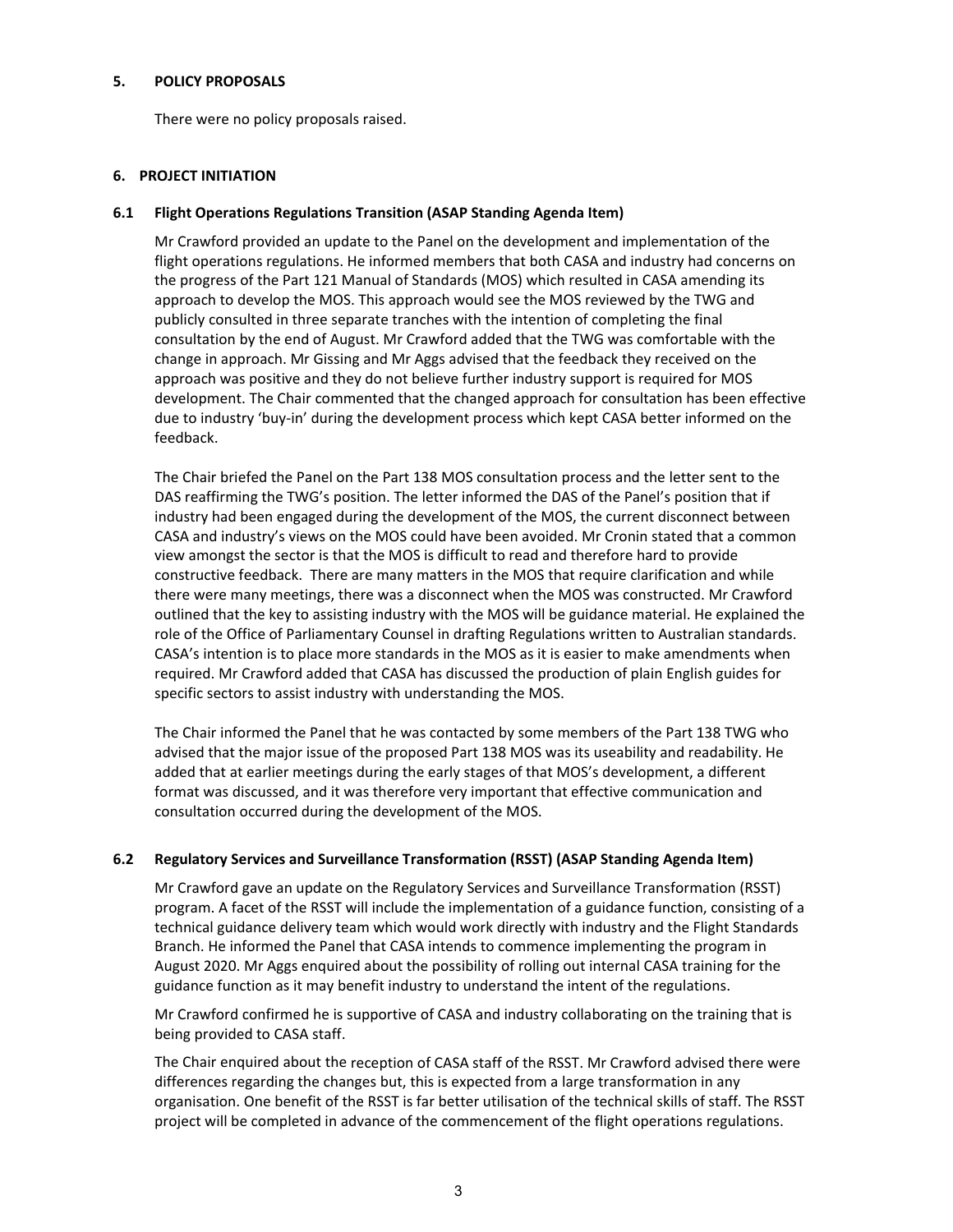## 5. POLICY PROPOSALS

There were no policy proposals raised.

## 6. PROJECT INITIATION

### 6.1 Flight Operations Regulations Transition (ASAP Standing Agenda Item)

Mr Crawford provided an update to the Panel on the development and implementation of the flight operations regulations. He informed members that both CASA and industry had concerns on the progress of the Part 121 Manual of Standards (MOS) which resulted in CASA amending its approach to develop the MOS. This approach would see the MOS reviewed by the TWG and publicly consulted in three separate tranches with the intention of completing the final consultation by the end of August. Mr Crawford added that the TWG was comfortable with the change in approach. Mr Gissing and Mr Aggs advised that the feedback they received on the approach was positive and they do not believe further industry support is required for MOS development. The Chair commented that the changed approach for consultation has been effective due to industry 'buy-in' during the development process which kept CASA better informed on the feedback.

The Chair briefed the Panel on the Part 138 MOS consultation process and the letter sent to the DAS reaffirming the TWG's position. The letter informed the DAS of the Panel's position that if industry had been engaged during the development of the MOS, the current disconnect between CASA and industry's views on the MOS could have been avoided. Mr Cronin stated that a common view amongst the sector is that the MOS is difficult to read and therefore hard to provide constructive feedback. There are many matters in the MOS that require clarification and while there were many meetings, there was a disconnect when the MOS was constructed. Mr Crawford outlined that the key to assisting industry with the MOS will be guidance material. He explained the role of the Office of Parliamentary Counsel in drafting Regulations written to Australian standards. CASA's intention is to place more standards in the MOS as it is easier to make amendments when required. Mr Crawford added that CASA has discussed the production of plain English guides for specific sectors to assist industry with understanding the MOS.

The Chair informed the Panel that he was contacted by some members of the Part 138 TWG who advised that the major issue of the proposed Part 138 MOS was its useability and readability. He added that at earlier meetings during the early stages of that MOS's development, a different format was discussed, and it was therefore very important that effective communication and consultation occurred during the development of the MOS.

### 6.2 Regulatory Services and Surveillance Transformation (RSST) (ASAP Standing Agenda Item)

Mr Crawford gave an update on the Regulatory Services and Surveillance Transformation (RSST) program. A facet of the RSST will include the implementation of a guidance function, consisting of a technical guidance delivery team which would work directly with industry and the Flight Standards Branch. He informed the Panel that CASA intends to commence implementing the program in August 2020. Mr Aggs enquired about the possibility of rolling out internal CASA training for the guidance function as it may benefit industry to understand the intent of the regulations.

Mr Crawford confirmed he is supportive of CASA and industry collaborating on the training that is being provided to CASA staff.

The Chair enquired about the reception of CASA staff of the RSST. Mr Crawford advised there were differences regarding the changes but, this is expected from a large transformation in any organisation. One benefit of the RSST is far better utilisation of the technical skills of staff. The RSST project will be completed in advance of the commencement of the flight operations regulations.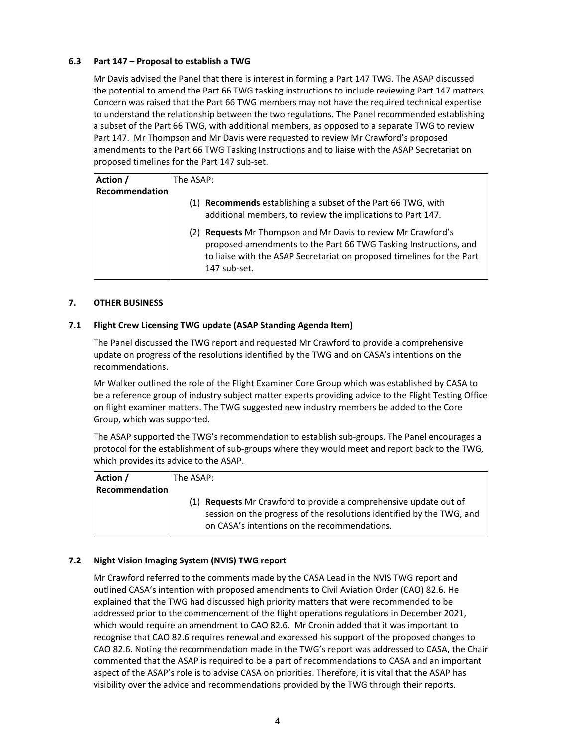### 6.3 Part 147 – Proposal to establish a TWG

Mr Davis advised the Panel that there is interest in forming a Part 147 TWG. The ASAP discussed the potential to amend the Part 66 TWG tasking instructions to include reviewing Part 147 matters. Concern was raised that the Part 66 TWG members may not have the required technical expertise to understand the relationship between the two regulations. The Panel recommended establishing a subset of the Part 66 TWG, with additional members, as opposed to a separate TWG to review Part 147. Mr Thompson and Mr Davis were requested to review Mr Crawford's proposed amendments to the Part 66 TWG Tasking Instructions and to liaise with the ASAP Secretariat on proposed timelines for the Part 147 sub-set.

| Action / Recommendation | The ASAP: |
|---|---|
| | (1) **Recommends** establishing a subset of the Part 66 TWG, with additional members, to review the implications to Part 147. |
| | (2) **Requests** Mr Thompson and Mr Davis to review Mr Crawford's proposed amendments to the Part 66 TWG Tasking Instructions, and to liaise with the ASAP Secretariat on proposed timelines for the Part 147 sub-set. |

## 7. OTHER BUSINESS

### 7.1 Flight Crew Licensing TWG update (ASAP Standing Agenda Item)

The Panel discussed the TWG report and requested Mr Crawford to provide a comprehensive update on progress of the resolutions identified by the TWG and on CASA's intentions on the recommendations.

Mr Walker outlined the role of the Flight Examiner Core Group which was established by CASA to be a reference group of industry subject matter experts providing advice to the Flight Testing Office on flight examiner matters. The TWG suggested new industry members be added to the Core Group, which was supported.

The ASAP supported the TWG's recommendation to establish sub-groups. The Panel encourages a protocol for the establishment of sub-groups where they would meet and report back to the TWG, which provides its advice to the ASAP.

| Action / Recommendation | The ASAP: |
|---|---|
| | (1) **Requests** Mr Crawford to provide a comprehensive update out of session on the progress of the resolutions identified by the TWG, and on CASA's intentions on the recommendations. |

### 7.2 Night Vision Imaging System (NVIS) TWG report

Mr Crawford referred to the comments made by the CASA Lead in the NVIS TWG report and outlined CASA's intention with proposed amendments to Civil Aviation Order (CAO) 82.6. He explained that the TWG had discussed high priority matters that were recommended to be addressed prior to the commencement of the flight operations regulations in December 2021, which would require an amendment to CAO 82.6. Mr Cronin added that it was important to recognise that CAO 82.6 requires renewal and expressed his support of the proposed changes to CAO 82.6. Noting the recommendation made in the TWG's report was addressed to CASA, the Chair commented that the ASAP is required to be a part of recommendations to CASA and an important aspect of the ASAP's role is to advise CASA on priorities. Therefore, it is vital that the ASAP has visibility over the advice and recommendations provided by the TWG through their reports.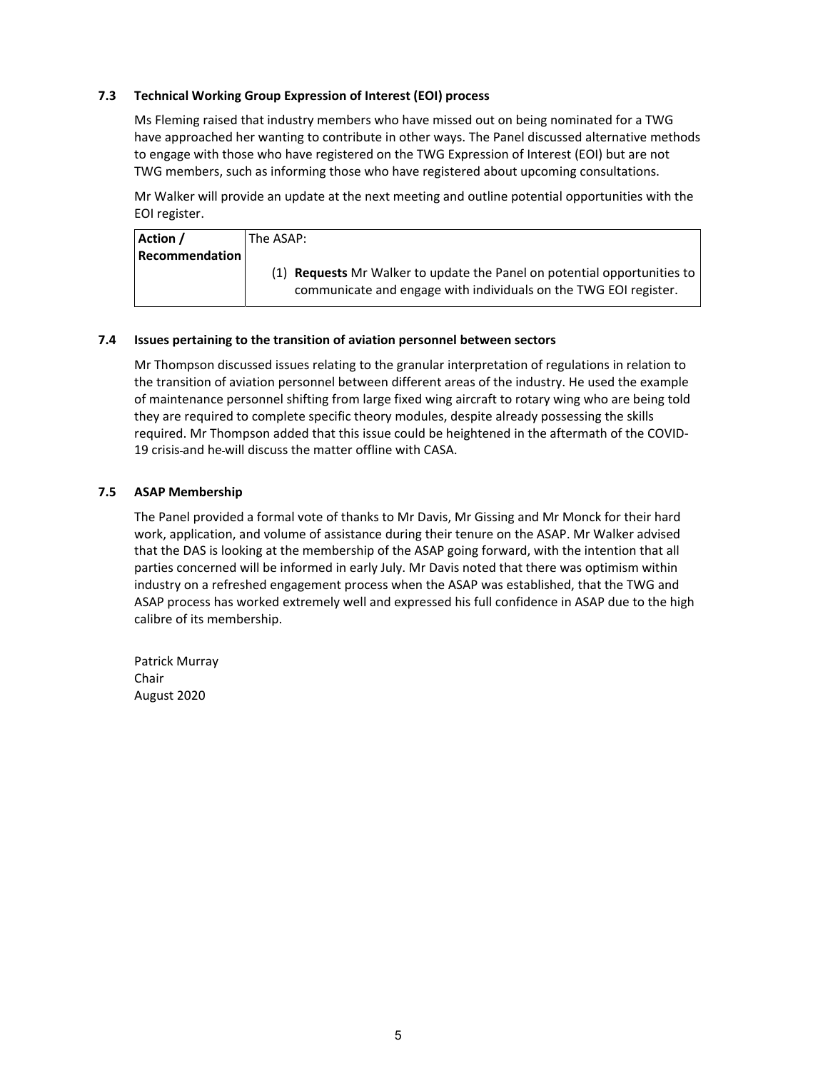### 7.3 Technical Working Group Expression of Interest (EOI) process

Ms Fleming raised that industry members who have missed out on being nominated for a TWG have approached her wanting to contribute in other ways. The Panel discussed alternative methods to engage with those who have registered on the TWG Expression of Interest (EOI) but are not TWG members, such as informing those who have registered about upcoming consultations.

Mr Walker will provide an update at the next meeting and outline potential opportunities with the EOI register.

| **Action / Recommendation** | The ASAP:<br><br>(1) **Requests** Mr Walker to update the Panel on potential opportunities to communicate and engage with individuals on the TWG EOI register. |
|---|---|

### 7.4 Issues pertaining to the transition of aviation personnel between sectors

Mr Thompson discussed issues relating to the granular interpretation of regulations in relation to the transition of aviation personnel between different areas of the industry. He used the example of maintenance personnel shifting from large fixed wing aircraft to rotary wing who are being told they are required to complete specific theory modules, despite already possessing the skills required. Mr Thompson added that this issue could be heightened in the aftermath of the COVID-19 crisis and he will discuss the matter offline with CASA.

### 7.5 ASAP Membership

The Panel provided a formal vote of thanks to Mr Davis, Mr Gissing and Mr Monck for their hard work, application, and volume of assistance during their tenure on the ASAP. Mr Walker advised that the DAS is looking at the membership of the ASAP going forward, with the intention that all parties concerned will be informed in early July. Mr Davis noted that there was optimism within industry on a refreshed engagement process when the ASAP was established, that the TWG and ASAP process has worked extremely well and expressed his full confidence in ASAP due to the high calibre of its membership.

Patrick Murray
Chair
August 2020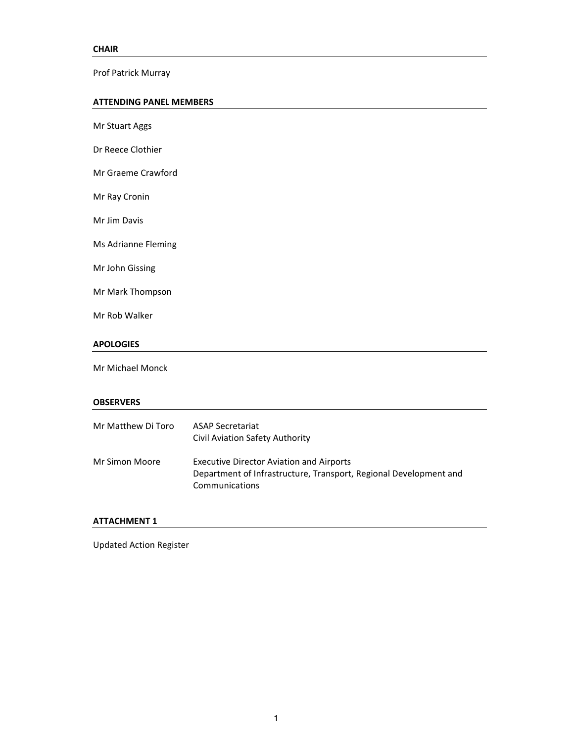**CHAIR**

Prof Patrick Murray

**ATTENDING PANEL MEMBERS**

Mr Stuart Aggs

Dr Reece Clothier

Mr Graeme Crawford

Mr Ray Cronin

Mr Jim Davis

Ms Adrianne Fleming

Mr John Gissing

Mr Mark Thompson

Mr Rob Walker

**APOLOGIES**

Mr Michael Monck

**OBSERVERS**

| | |
|---|---|
| Mr Matthew Di Toro | ASAP Secretariat<br>Civil Aviation Safety Authority |
| Mr Simon Moore | Executive Director Aviation and Airports<br>Department of Infrastructure, Transport, Regional Development and Communications |

**ATTACHMENT 1**

Updated Action Register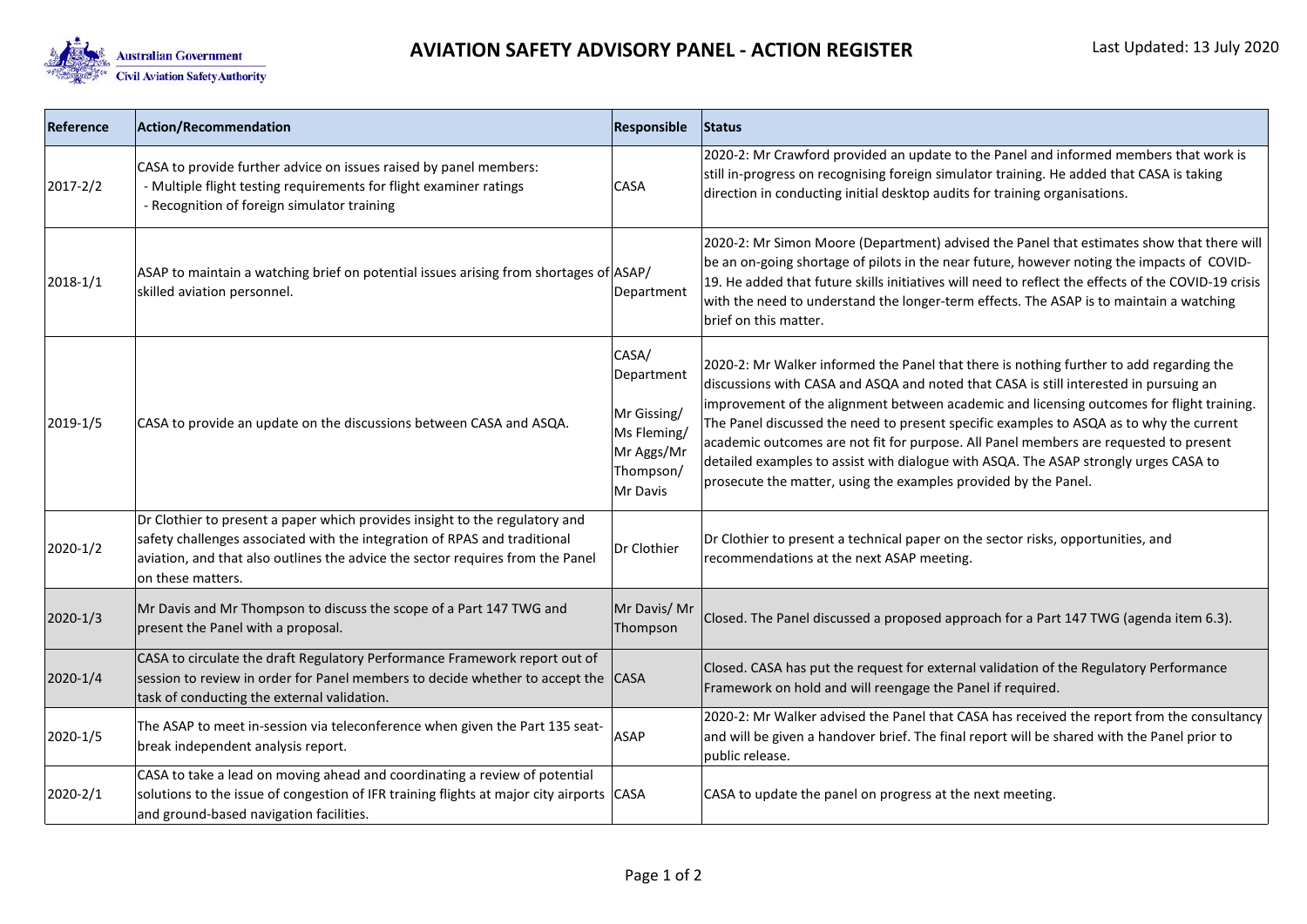# AVIATION SAFETY ADVISORY PANEL - ACTION REGISTER

Last Updated: 13 July 2020

| Reference | Action/Recommendation | Responsible | Status |
|---|---|---|---|
| 2017-2/2 | CASA to provide further advice on issues raised by panel members:<br>- Multiple flight testing requirements for flight examiner ratings<br>- Recognition of foreign simulator training | CASA | 2020-2: Mr Crawford provided an update to the Panel and informed members that work is still in-progress on recognising foreign simulator training. He added that CASA is taking direction in conducting initial desktop audits for training organisations. |
| 2018-1/1 | ASAP to maintain a watching brief on potential issues arising from shortages of skilled aviation personnel. | ASAP/ Department | 2020-2: Mr Simon Moore (Department) advised the Panel that estimates show that there will be an on-going shortage of pilots in the near future, however noting the impacts of COVID-19. He added that future skills initiatives will need to reflect the effects of the COVID-19 crisis with the need to understand the longer-term effects. The ASAP is to maintain a watching brief on this matter. |
| 2019-1/5 | CASA to provide an update on the discussions between CASA and ASQA. | CASA/ Department<br><br>Mr Gissing/ Ms Fleming/ Mr Aggs/Mr Thompson/ Mr Davis | 2020-2: Mr Walker informed the Panel that there is nothing further to add regarding the discussions with CASA and ASQA and noted that CASA is still interested in pursuing an improvement of the alignment between academic and licensing outcomes for flight training. The Panel discussed the need to present specific examples to ASQA as to why the current academic outcomes are not fit for purpose. All Panel members are requested to present detailed examples to assist with dialogue with ASQA. The ASAP strongly urges CASA to prosecute the matter, using the examples provided by the Panel. |
| 2020-1/2 | Dr Clothier to present a paper which provides insight to the regulatory and safety challenges associated with the integration of RPAS and traditional aviation, and that also outlines the advice the sector requires from the Panel on these matters. | Dr Clothier | Dr Clothier to present a technical paper on the sector risks, opportunities, and recommendations at the next ASAP meeting. |
| 2020-1/3 | Mr Davis and Mr Thompson to discuss the scope of a Part 147 TWG and present the Panel with a proposal. | Mr Davis/ Mr Thompson | Closed. The Panel discussed a proposed approach for a Part 147 TWG (agenda item 6.3). |
| 2020-1/4 | CASA to circulate the draft Regulatory Performance Framework report out of session to review in order for Panel members to decide whether to accept the task of conducting the external validation. | CASA | Closed. CASA has put the request for external validation of the Regulatory Performance Framework on hold and will reengage the Panel if required. |
| 2020-1/5 | The ASAP to meet in-session via teleconference when given the Part 135 seat-break independent analysis report. | ASAP | 2020-2: Mr Walker advised the Panel that CASA has received the report from the consultancy and will be given a handover brief. The final report will be shared with the Panel prior to public release. |
| 2020-2/1 | CASA to take a lead on moving ahead and coordinating a review of potential solutions to the issue of congestion of IFR training flights at major city airports and ground-based navigation facilities. | CASA | CASA to update the panel on progress at the next meeting. |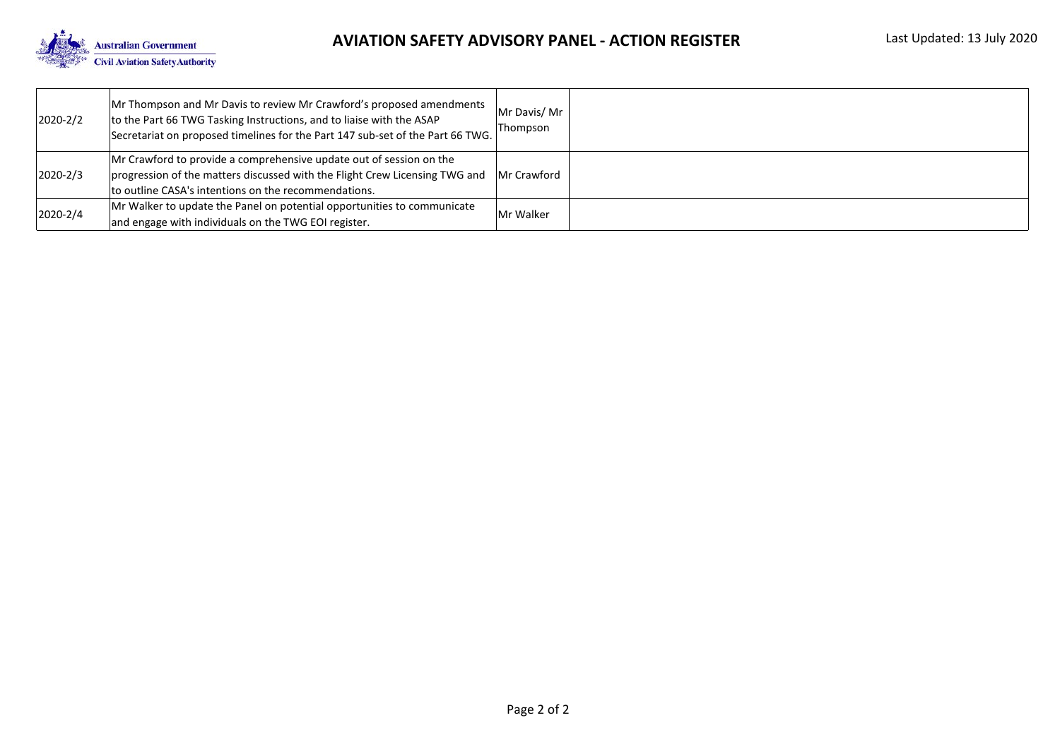| | | | |
|---|---|---|---|
| 2020-2/2 | Mr Thompson and Mr Davis to review Mr Crawford's proposed amendments to the Part 66 TWG Tasking Instructions, and to liaise with the ASAP Secretariat on proposed timelines for the Part 147 sub-set of the Part 66 TWG. | Mr Davis/ Mr Thompson | |
| 2020-2/3 | Mr Crawford to provide a comprehensive update out of session on the progression of the matters discussed with the Flight Crew Licensing TWG and to outline CASA's intentions on the recommendations. | Mr Crawford | |
| 2020-2/4 | Mr Walker to update the Panel on potential opportunities to communicate and engage with individuals on the TWG EOI register. | Mr Walker | |